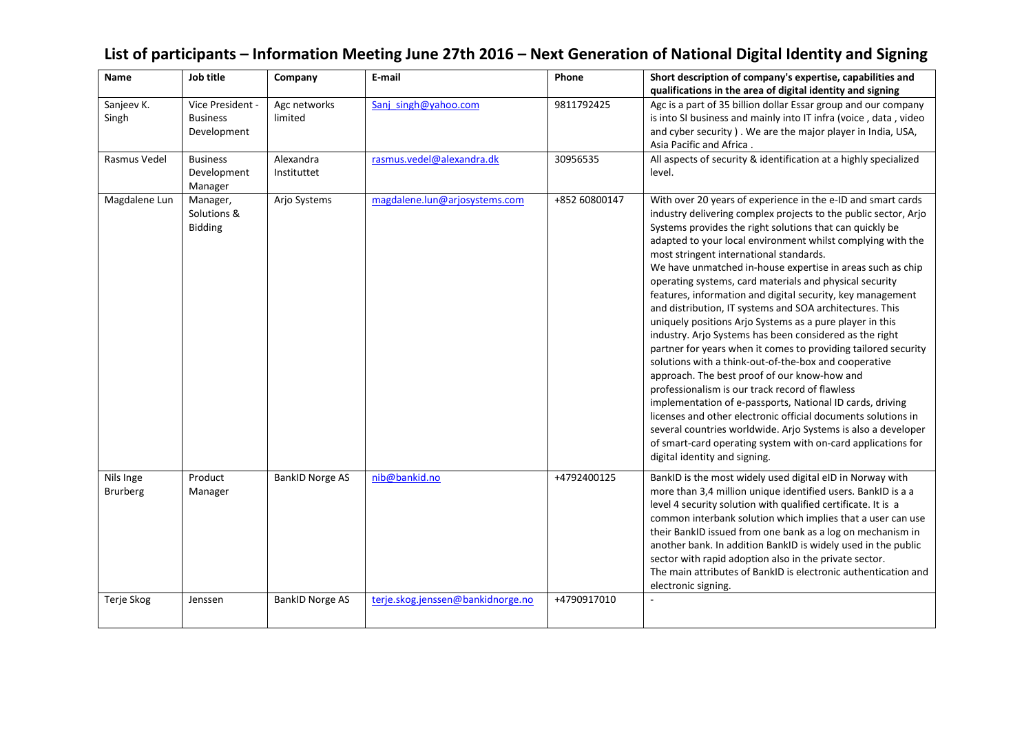# List of participants – Information Meeting June 27th 2016 – Next Generation of National Digital Identity and Signing

| Name | Job title | Company | E-mail | Phone | Short description of company's expertise, capabilities and qualifications in the area of digital identity and signing |
|---|---|---|---|---|---|
| Sanjeev K. Singh | Vice President - Business Development | Agc networks limited | Sanj_singh@yahoo.com | 9811792425 | Agc is a part of 35 billion dollar Essar group and our company is into SI business and mainly into IT infra (voice , data , video and cyber security ) . We are the major player in India, USA, Asia Pacific and Africa . |
| Rasmus Vedel | Business Development Manager | Alexandra Instituttet | rasmus.vedel@alexandra.dk | 30956535 | All aspects of security & identification at a highly specialized level. |
| Magdalene Lun | Manager, Solutions & Bidding | Arjo Systems | magdalene.lun@arjosystems.com | +852 60800147 | With over 20 years of experience in the e-ID and smart cards industry delivering complex projects to the public sector, Arjo Systems provides the right solutions that can quickly be adapted to your local environment whilst complying with the most stringent international standards.<br>We have unmatched in-house expertise in areas such as chip operating systems, card materials and physical security features, information and digital security, key management and distribution, IT systems and SOA architectures. This uniquely positions Arjo Systems as a pure player in this industry. Arjo Systems has been considered as the right partner for years when it comes to providing tailored security solutions with a think-out-of-the-box and cooperative approach. The best proof of our know-how and professionalism is our track record of flawless implementation of e-passports, National ID cards, driving licenses and other electronic official documents solutions in several countries worldwide. Arjo Systems is also a developer of smart-card operating system with on-card applications for digital identity and signing. |
| Nils Inge Brurberg | Product Manager | BankID Norge AS | nib@bankid.no | +4792400125 | BankID is the most widely used digital eID in Norway with more than 3,4 million unique identified users. BankID is a a level 4 security solution with qualified certificate. It is a common interbank solution which implies that a user can use their BankID issued from one bank as a log on mechanism in another bank. In addition BankID is widely used in the public sector with rapid adoption also in the private sector.<br>The main attributes of BankID is electronic authentication and electronic signing. |
| Terje Skog | Jenssen | BankID Norge AS | terje.skog.jenssen@bankidnorge.no | +4790917010 | - |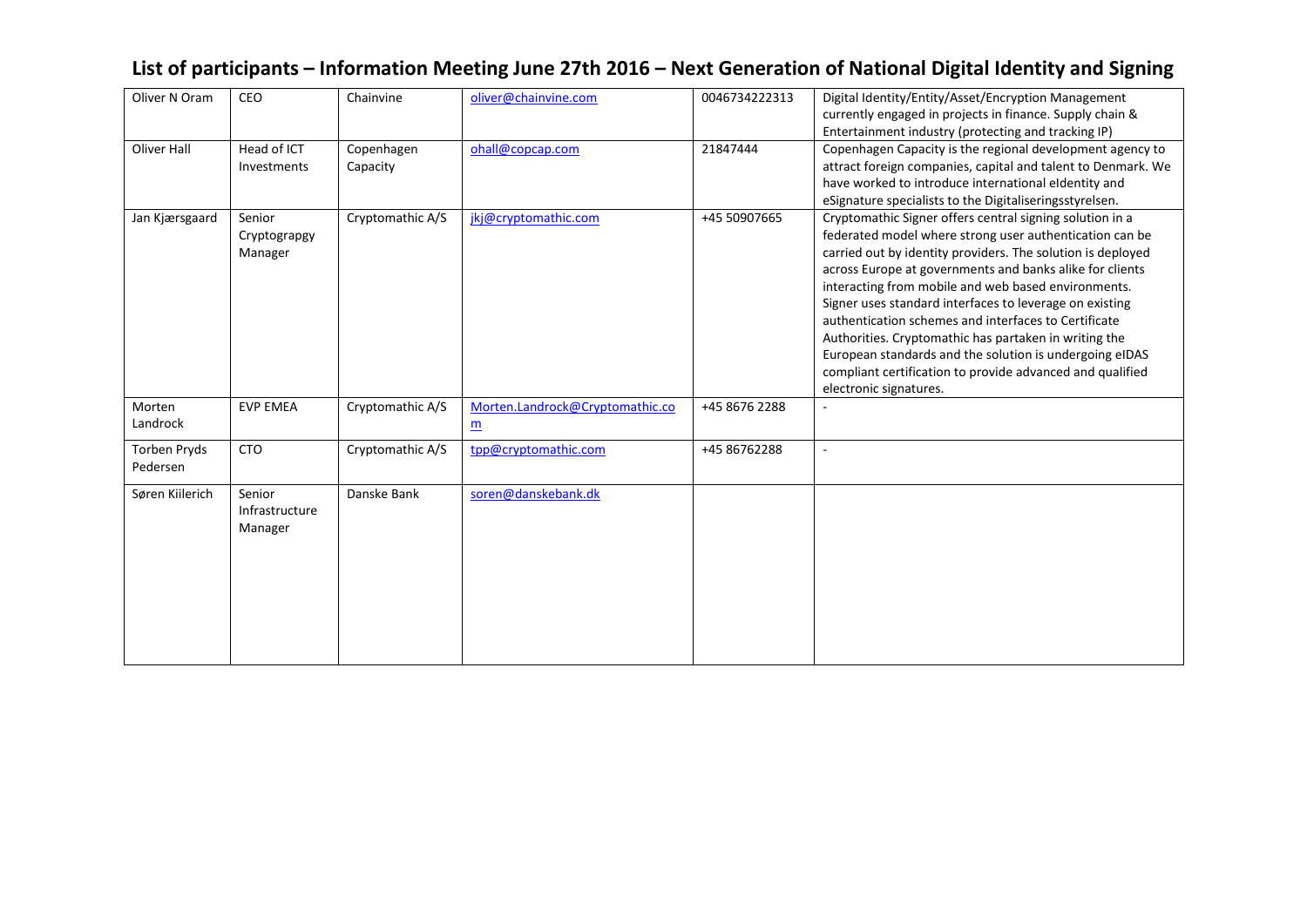# List of participants – Information Meeting June 27th 2016 – Next Generation of National Digital Identity and Signing

| | | | | | |
|---|---|---|---|---|---|
| Oliver N Oram | CEO | Chainvine | oliver@chainvine.com | 0046734222313 | Digital Identity/Entity/Asset/Encryption Management currently engaged in projects in finance. Supply chain & Entertainment industry (protecting and tracking IP) |
| Oliver Hall | Head of ICT Investments | Copenhagen Capacity | ohall@copcap.com | 21847444 | Copenhagen Capacity is the regional development agency to attract foreign companies, capital and talent to Denmark. We have worked to introduce international eIdentity and eSignature specialists to the Digitaliseringsstyrelsen. |
| Jan Kjærsgaard | Senior Cryptograpgy Manager | Cryptomathic A/S | jkj@cryptomathic.com | +45 50907665 | Cryptomathic Signer offers central signing solution in a federated model where strong user authentication can be carried out by identity providers. The solution is deployed across Europe at governments and banks alike for clients interacting from mobile and web based environments. Signer uses standard interfaces to leverage on existing authentication schemes and interfaces to Certificate Authorities. Cryptomathic has partaken in writing the European standards and the solution is undergoing eIDAS compliant certification to provide advanced and qualified electronic signatures. |
| Morten Landrock | EVP EMEA | Cryptomathic A/S | Morten.Landrock@Cryptomathic.com | +45 8676 2288 | - |
| Torben Pryds Pedersen | CTO | Cryptomathic A/S | tpp@cryptomathic.com | +45 86762288 | - |
| Søren Kiilerich | Senior Infrastructure Manager | Danske Bank | soren@danskebank.dk | | |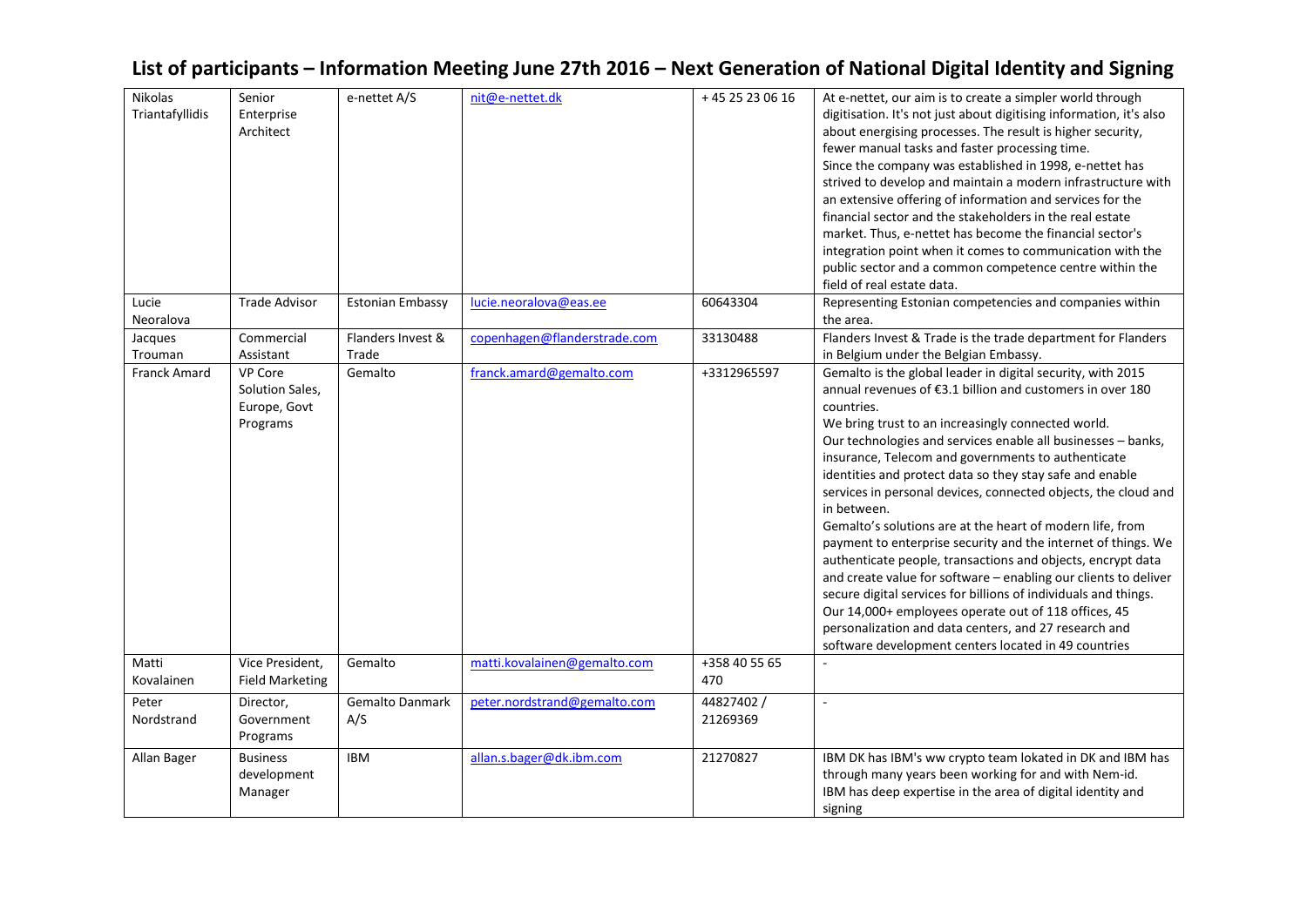# List of participants – Information Meeting June 27th 2016 – Next Generation of National Digital Identity and Signing

| Name | Title | Organisation | E-mail | Phone | Description |
|---|---|---|---|---|---|
| Nikolas Triantafyllidis | Senior Enterprise Architect | e-nettet A/S | nit@e-nettet.dk | + 45 25 23 06 16 | At e-nettet, our aim is to create a simpler world through digitisation. It's not just about digitising information, it's also about energising processes. The result is higher security, fewer manual tasks and faster processing time. Since the company was established in 1998, e-nettet has strived to develop and maintain a modern infrastructure with an extensive offering of information and services for the financial sector and the stakeholders in the real estate market. Thus, e-nettet has become the financial sector's integration point when it comes to communication with the public sector and a common competence centre within the field of real estate data. |
| Lucie Neoralova | Trade Advisor | Estonian Embassy | lucie.neoralova@eas.ee | 60643304 | Representing Estonian competencies and companies within the area. |
| Jacques Trouman | Commercial Assistant | Flanders Invest & Trade | copenhagen@flanderstrade.com | 33130488 | Flanders Invest & Trade is the trade department for Flanders in Belgium under the Belgian Embassy. |
| Franck Amard | VP Core Solution Sales, Europe, Govt Programs | Gemalto | franck.amard@gemalto.com | +3312965597 | Gemalto is the global leader in digital security, with 2015 annual revenues of €3.1 billion and customers in over 180 countries. We bring trust to an increasingly connected world. Our technologies and services enable all businesses – banks, insurance, Telecom and governments to authenticate identities and protect data so they stay safe and enable services in personal devices, connected objects, the cloud and in between. Gemalto's solutions are at the heart of modern life, from payment to enterprise security and the internet of things. We authenticate people, transactions and objects, encrypt data and create value for software – enabling our clients to deliver secure digital services for billions of individuals and things. Our 14,000+ employees operate out of 118 offices, 45 personalization and data centers, and 27 research and software development centers located in 49 countries |
| Matti Kovalainen | Vice President, Field Marketing | Gemalto | matti.kovalainen@gemalto.com | +358 40 55 65 470 | - |
| Peter Nordstrand | Director, Government Programs | Gemalto Danmark A/S | peter.nordstrand@gemalto.com | 44827402 / 21269369 | - |
| Allan Bager | Business development Manager | IBM | allan.s.bager@dk.ibm.com | 21270827 | IBM DK has IBM's ww crypto team lokated in DK and IBM has through many years been working for and with Nem-id. IBM has deep expertise in the area of digital identity and signing |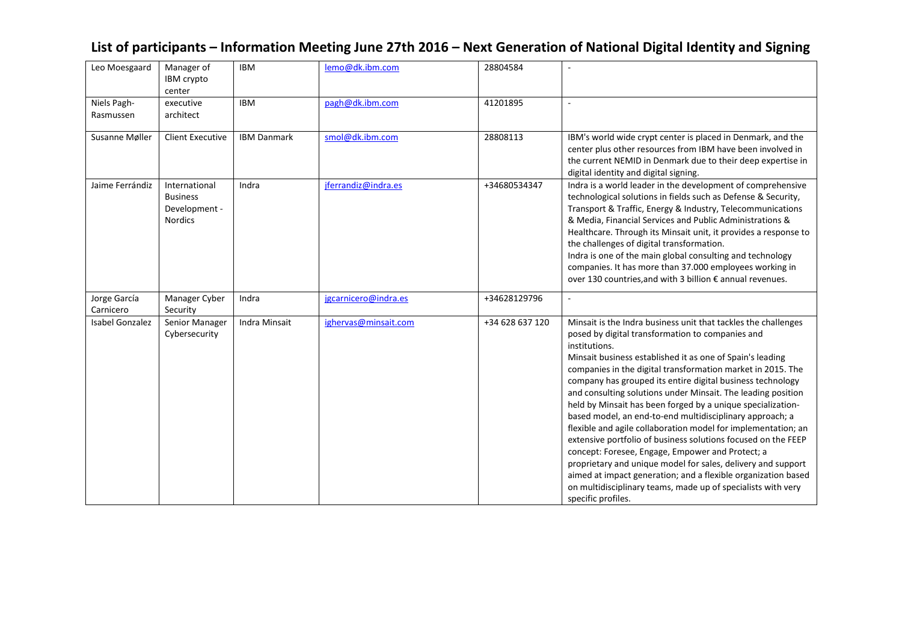# List of participants – Information Meeting June 27th 2016 – Next Generation of National Digital Identity and Signing

| | | | | | |
|---|---|---|---|---|---|
| Leo Moesgaard | Manager of IBM crypto center | IBM | lemo@dk.ibm.com | 28804584 | - |
| Niels Pagh-Rasmussen | executive architect | IBM | pagh@dk.ibm.com | 41201895 | - |
| Susanne Møller | Client Executive | IBM Danmark | smol@dk.ibm.com | 28808113 | IBM's world wide crypt center is placed in Denmark, and the center plus other resources from IBM have been involved in the current NEMID in Denmark due to their deep expertise in digital identity and digital signing. |
| Jaime Ferrándiz | International Business Development - Nordics | Indra | jferrandiz@indra.es | +34680534347 | Indra is a world leader in the development of comprehensive technological solutions in fields such as Defense & Security, Transport & Traffic, Energy & Industry, Telecommunications & Media, Financial Services and Public Administrations & Healthcare. Through its Minsait unit, it provides a response to the challenges of digital transformation.<br>Indra is one of the main global consulting and technology companies. It has more than 37.000 employees working in over 130 countries,and with 3 billion € annual revenues. |
| Jorge García Carnicero | Manager Cyber Security | Indra | jgcarnicero@indra.es | +34628129796 | - |
| Isabel Gonzalez | Senior Manager Cybersecurity | Indra Minsait | ighervas@minsait.com | +34 628 637 120 | Minsait is the Indra business unit that tackles the challenges posed by digital transformation to companies and institutions.<br>Minsait business established it as one of Spain's leading companies in the digital transformation market in 2015. The company has grouped its entire digital business technology and consulting solutions under Minsait. The leading position held by Minsait has been forged by a unique specialization-based model, an end-to-end multidisciplinary approach; a flexible and agile collaboration model for implementation; an extensive portfolio of business solutions focused on the FEEP concept: Foresee, Engage, Empower and Protect; a proprietary and unique model for sales, delivery and support aimed at impact generation; and a flexible organization based on multidisciplinary teams, made up of specialists with very specific profiles. |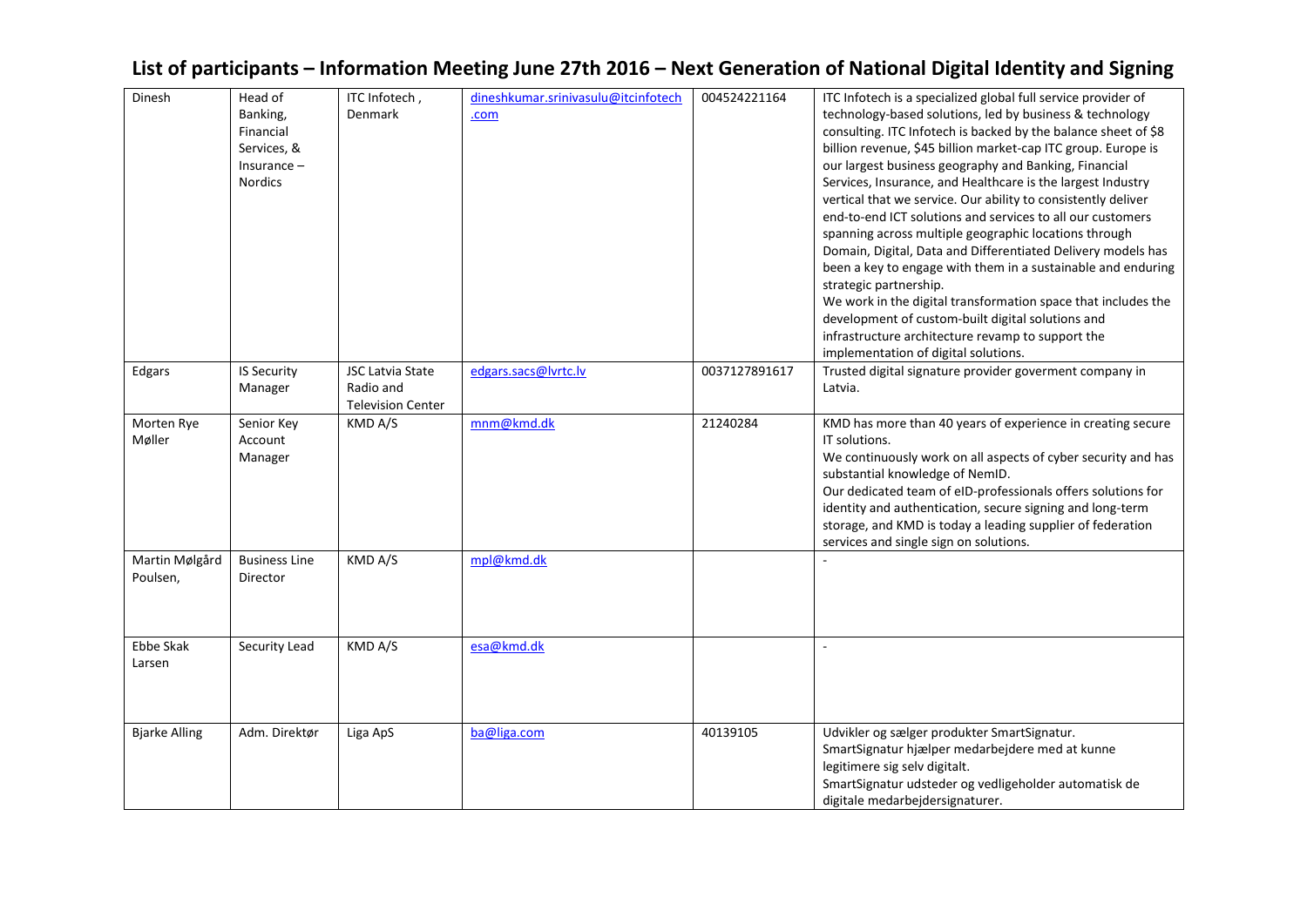# List of participants – Information Meeting June 27th 2016 – Next Generation of National Digital Identity and Signing

| | | | | | |
|---|---|---|---|---|---|
| Dinesh | Head of Banking, Financial Services, & Insurance – Nordics | ITC Infotech , Denmark | dineshkumar.srinivasulu@itcinfotech.com | 004524221164 | ITC Infotech is a specialized global full service provider of technology-based solutions, led by business & technology consulting. ITC Infotech is backed by the balance sheet of $8 billion revenue, $45 billion market-cap ITC group. Europe is our largest business geography and Banking, Financial Services, Insurance, and Healthcare is the largest Industry vertical that we service. Our ability to consistently deliver end-to-end ICT solutions and services to all our customers spanning across multiple geographic locations through Domain, Digital, Data and Differentiated Delivery models has been a key to engage with them in a sustainable and enduring strategic partnership.<br>We work in the digital transformation space that includes the development of custom-built digital solutions and infrastructure architecture revamp to support the implementation of digital solutions. |
| Edgars | IS Security Manager | JSC Latvia State Radio and Television Center | edgars.sacs@lvrtc.lv | 0037127891617 | Trusted digital signature provider goverment company in Latvia. |
| Morten Rye Møller | Senior Key Account Manager | KMD A/S | mnm@kmd.dk | 21240284 | KMD has more than 40 years of experience in creating secure IT solutions.<br>We continuously work on all aspects of cyber security and has substantial knowledge of NemID.<br>Our dedicated team of eID-professionals offers solutions for identity and authentication, secure signing and long-term storage, and KMD is today a leading supplier of federation services and single sign on solutions. |
| Martin Mølgård Poulsen, | Business Line Director | KMD A/S | mpl@kmd.dk | | - |
| Ebbe Skak Larsen | Security Lead | KMD A/S | esa@kmd.dk | | - |
| Bjarke Alling | Adm. Direktør | Liga ApS | ba@liga.com | 40139105 | Udvikler og sælger produkter SmartSignatur.<br>SmartSignatur hjælper medarbejdere med at kunne legitimere sig selv digitalt.<br>SmartSignatur udsteder og vedligeholder automatisk de digitale medarbejdersignaturer. |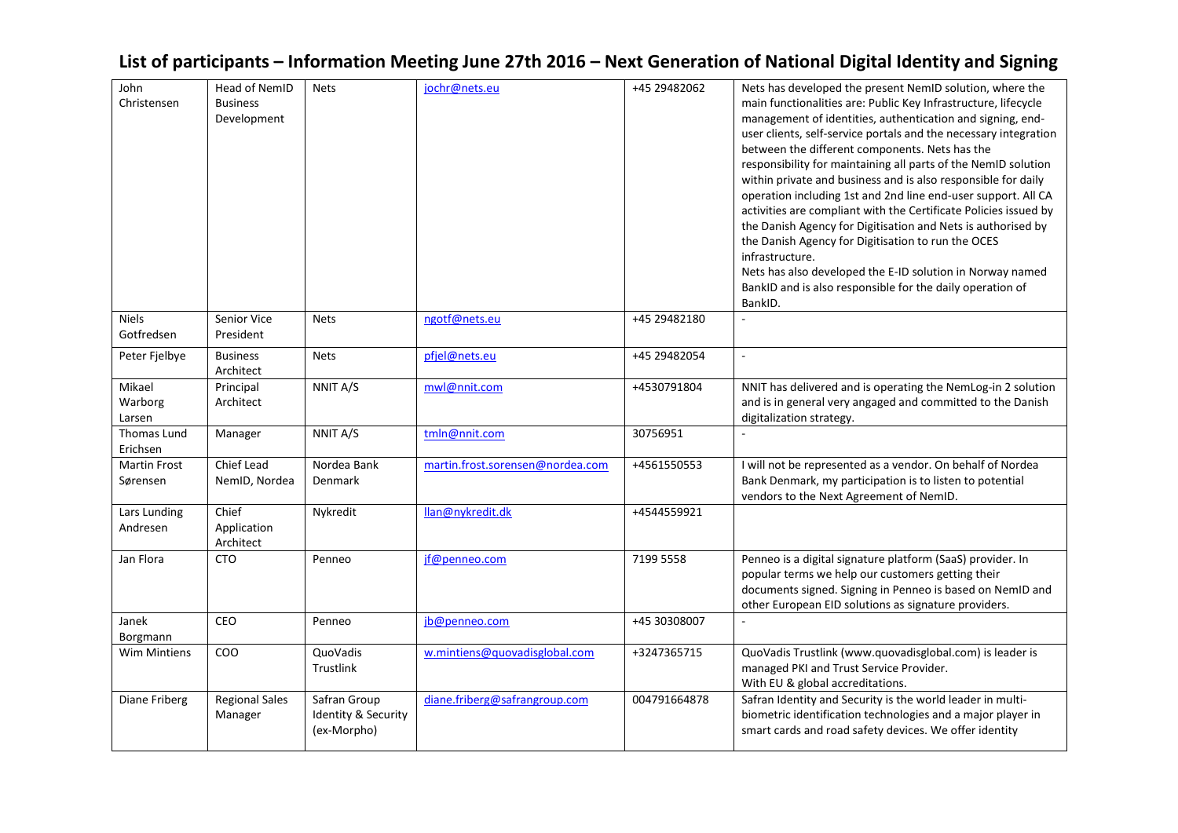# List of participants – Information Meeting June 27th 2016 – Next Generation of National Digital Identity and Signing

| | | | | | |
|---|---|---|---|---|---|
| John Christensen | Head of NemID Business Development | Nets | jochr@nets.eu | +45 29482062 | Nets has developed the present NemID solution, where the main functionalities are: Public Key Infrastructure, lifecycle management of identities, authentication and signing, end-user clients, self-service portals and the necessary integration between the different components. Nets has the responsibility for maintaining all parts of the NemID solution within private and business and is also responsible for daily operation including 1st and 2nd line end-user support. All CA activities are compliant with the Certificate Policies issued by the Danish Agency for Digitisation and Nets is authorised by the Danish Agency for Digitisation to run the OCES infrastructure.<br>Nets has also developed the E-ID solution in Norway named BankID and is also responsible for the daily operation of BankID. |
| Niels Gotfredsen | Senior Vice President | Nets | ngotf@nets.eu | +45 29482180 | - |
| Peter Fjelbye | Business Architect | Nets | pfjel@nets.eu | +45 29482054 | - |
| Mikael Warborg Larsen | Principal Architect | NNIT A/S | mwl@nnit.com | +4530791804 | NNIT has delivered and is operating the NemLog-in 2 solution and is in general very angaged and committed to the Danish digitalization strategy. |
| Thomas Lund Erichsen | Manager | NNIT A/S | tmln@nnit.com | 30756951 | - |
| Martin Frost Sørensen | Chief Lead NemID, Nordea | Nordea Bank Denmark | martin.frost.sorensen@nordea.com | +4561550553 | I will not be represented as a vendor. On behalf of Nordea Bank Denmark, my participation is to listen to potential vendors to the Next Agreement of NemID. |
| Lars Lunding Andresen | Chief Application Architect | Nykredit | llan@nykredit.dk | +4544559921 | |
| Jan Flora | CTO | Penneo | jf@penneo.com | 7199 5558 | Penneo is a digital signature platform (SaaS) provider. In popular terms we help our customers getting their documents signed. Signing in Penneo is based on NemID and other European EID solutions as signature providers. |
| Janek Borgmann | CEO | Penneo | jb@penneo.com | +45 30308007 | - |
| Wim Mintiens | COO | QuoVadis Trustlink | w.mintiens@quovadisglobal.com | +3247365715 | QuoVadis Trustlink (www.quovadisglobal.com) is leader is managed PKI and Trust Service Provider.<br>With EU & global accreditations. |
| Diane Friberg | Regional Sales Manager | Safran Group Identity & Security (ex-Morpho) | diane.friberg@safrangroup.com | 004791664878 | Safran Identity and Security is the world leader in multi-biometric identification technologies and a major player in smart cards and road safety devices. We offer identity |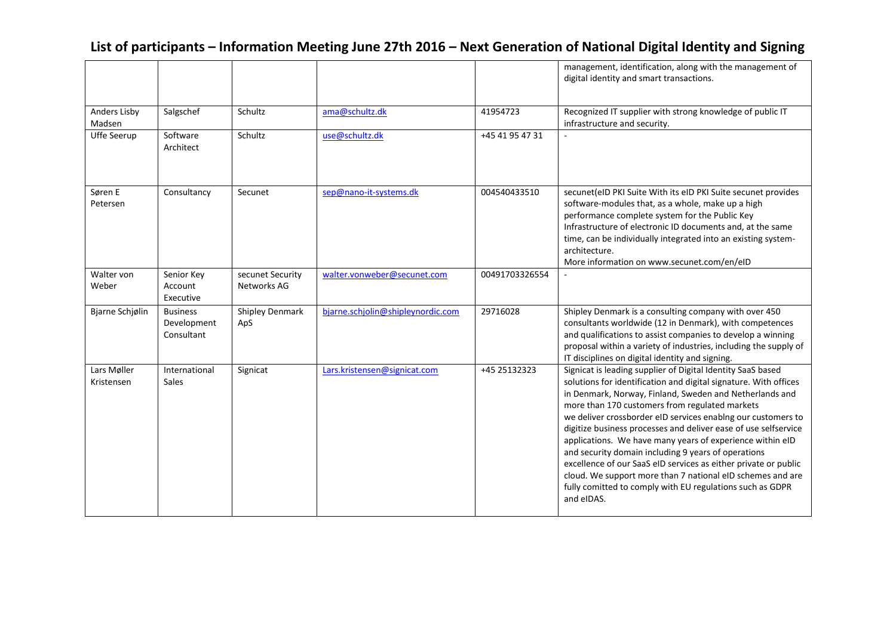# List of participants – Information Meeting June 27th 2016 – Next Generation of National Digital Identity and Signing

| | | | | | |
|---|---|---|---|---|---|
| | | | | | management, identification, along with the management of digital identity and smart transactions. |
| Anders Lisby Madsen | Salgschef | Schultz | ama@schultz.dk | 41954723 | Recognized IT supplier with strong knowledge of public IT infrastructure and security. |
| Uffe Seerup | Software Architect | Schultz | use@schultz.dk | +45 41 95 47 31 | - |
| Søren E Petersen | Consultancy | Secunet | sep@nano-it-systems.dk | 004540433510 | secunet(eID PKI Suite With its eID PKI Suite secunet provides software-modules that, as a whole, make up a high performance complete system for the Public Key Infrastructure of electronic ID documents and, at the same time, can be individually integrated into an existing system-architecture. More information on www.secunet.com/en/eID |
| Walter von Weber | Senior Key Account Executive | secunet Security Networks AG | walter.vonweber@secunet.com | 00491703326554 | - |
| Bjarne Schjølin | Business Development Consultant | Shipley Denmark ApS | bjarne.schjolin@shipleynordic.com | 29716028 | Shipley Denmark is a consulting company with over 450 consultants worldwide (12 in Denmark), with competences and qualifications to assist companies to develop a winning proposal within a variety of industries, including the supply of IT disciplines on digital identity and signing. |
| Lars Møller Kristensen | International Sales | Signicat | Lars.kristensen@signicat.com | +45 25132323 | Signicat is leading supplier of Digital Identity SaaS based solutions for identification and digital signature. With offices in Denmark, Norway, Finland, Sweden and Netherlands and more than 170 customers from regulated markets we deliver crossborder eID services enablng our customers to digitize business processes and deliver ease of use selfservice applications. We have many years of experience within eID and security domain including 9 years of operations excellence of our SaaS eID services as either private or public cloud. We support more than 7 national eID schemes and are fully comitted to comply with EU regulations such as GDPR and eIDAS. |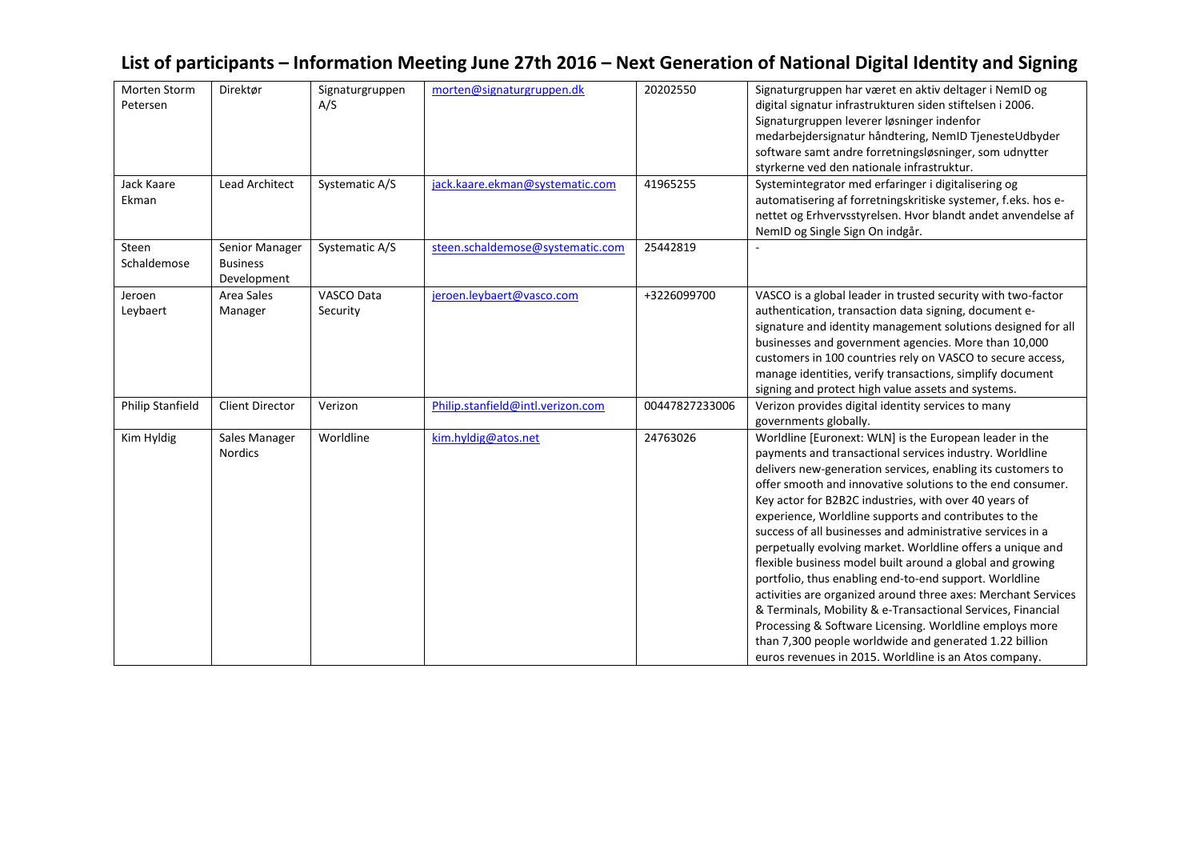# List of participants – Information Meeting June 27th 2016 – Next Generation of National Digital Identity and Signing

| | | | | | |
|---|---|---|---|---|---|
| Morten Storm Petersen | Direktør | Signaturgruppen A/S | morten@signaturgruppen.dk | 20202550 | Signaturgruppen har været en aktiv deltager i NemID og digital signatur infrastrukturen siden stiftelsen i 2006. Signaturgruppen leverer løsninger indenfor medarbejdersignatur håndtering, NemID TjenesteUdbyder software samt andre forretningsløsninger, som udnytter styrkerne ved den nationale infrastruktur. |
| Jack Kaare Ekman | Lead Architect | Systematic A/S | jack.kaare.ekman@systematic.com | 41965255 | Systemintegrator med erfaringer i digitalisering og automatisering af forretningskritiske systemer, f.eks. hos e-nettet og Erhvervsstyrelsen. Hvor blandt andet anvendelse af NemID og Single Sign On indgår. |
| Steen Schaldemose | Senior Manager Business Development | Systematic A/S | steen.schaldemose@systematic.com | 25442819 | - |
| Jeroen Leybaert | Area Sales Manager | VASCO Data Security | jeroen.leybaert@vasco.com | +3226099700 | VASCO is a global leader in trusted security with two-factor authentication, transaction data signing, document e-signature and identity management solutions designed for all businesses and government agencies. More than 10,000 customers in 100 countries rely on VASCO to secure access, manage identities, verify transactions, simplify document signing and protect high value assets and systems. |
| Philip Stanfield | Client Director | Verizon | Philip.stanfield@intl.verizon.com | 00447827233006 | Verizon provides digital identity services to many governments globally. |
| Kim Hyldig | Sales Manager Nordics | Worldline | kim.hyldig@atos.net | 24763026 | Worldline [Euronext: WLN] is the European leader in the payments and transactional services industry. Worldline delivers new-generation services, enabling its customers to offer smooth and innovative solutions to the end consumer. Key actor for B2B2C industries, with over 40 years of experience, Worldline supports and contributes to the success of all businesses and administrative services in a perpetually evolving market. Worldline offers a unique and flexible business model built around a global and growing portfolio, thus enabling end-to-end support. Worldline activities are organized around three axes: Merchant Services & Terminals, Mobility & e-Transactional Services, Financial Processing & Software Licensing. Worldline employs more than 7,300 people worldwide and generated 1.22 billion euros revenues in 2015. Worldline is an Atos company. |